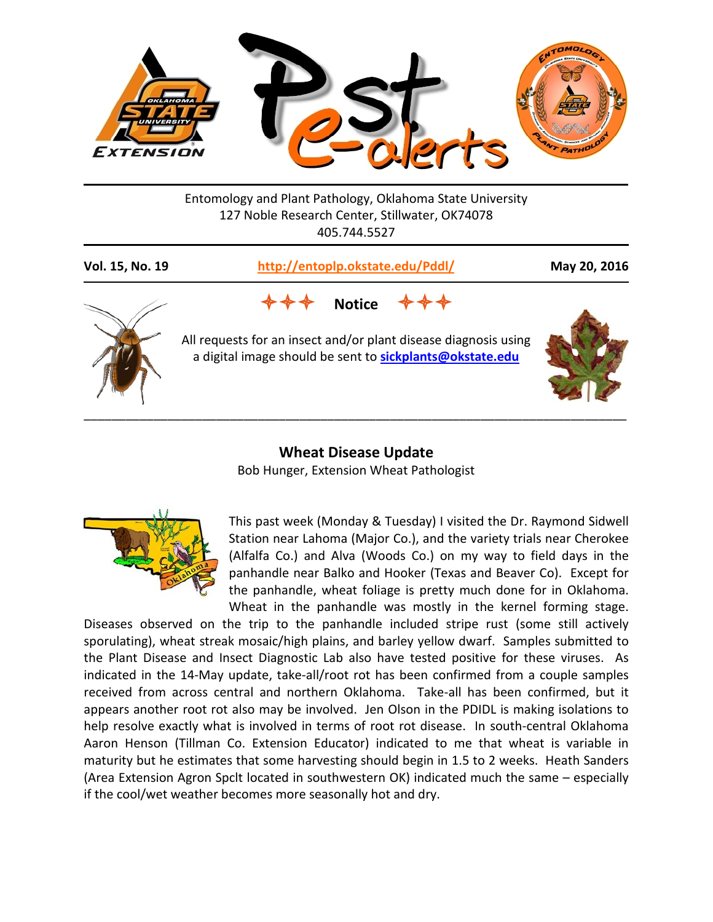Entomology and Plant Pathology, Oklahoma State University
127 Noble Research Center, Stillwater, OK74078
405.744.5527

**Vol. 15, No. 19** | **http://entoplp.okstate.edu/Pddl/** | **May 20, 2016**

**Notice**

All requests for an insect and/or plant disease diagnosis using a digital image should be sent to **sickplants@okstate.edu**

---

## Wheat Disease Update

Bob Hunger, Extension Wheat Pathologist

This past week (Monday & Tuesday) I visited the Dr. Raymond Sidwell Station near Lahoma (Major Co.), and the variety trials near Cherokee (Alfalfa Co.) and Alva (Woods Co.) on my way to field days in the panhandle near Balko and Hooker (Texas and Beaver Co). Except for the panhandle, wheat foliage is pretty much done for in Oklahoma. Wheat in the panhandle was mostly in the kernel forming stage. Diseases observed on the trip to the panhandle included stripe rust (some still actively sporulating), wheat streak mosaic/high plains, and barley yellow dwarf. Samples submitted to the Plant Disease and Insect Diagnostic Lab also have tested positive for these viruses. As indicated in the 14-May update, take-all/root rot has been confirmed from a couple samples received from across central and northern Oklahoma. Take-all has been confirmed, but it appears another root rot also may be involved. Jen Olson in the PDIDL is making isolations to help resolve exactly what is involved in terms of root rot disease. In south-central Oklahoma Aaron Henson (Tillman Co. Extension Educator) indicated to me that wheat is variable in maturity but he estimates that some harvesting should begin in 1.5 to 2 weeks. Heath Sanders (Area Extension Agron Spclt located in southwestern OK) indicated much the same – especially if the cool/wet weather becomes more seasonally hot and dry.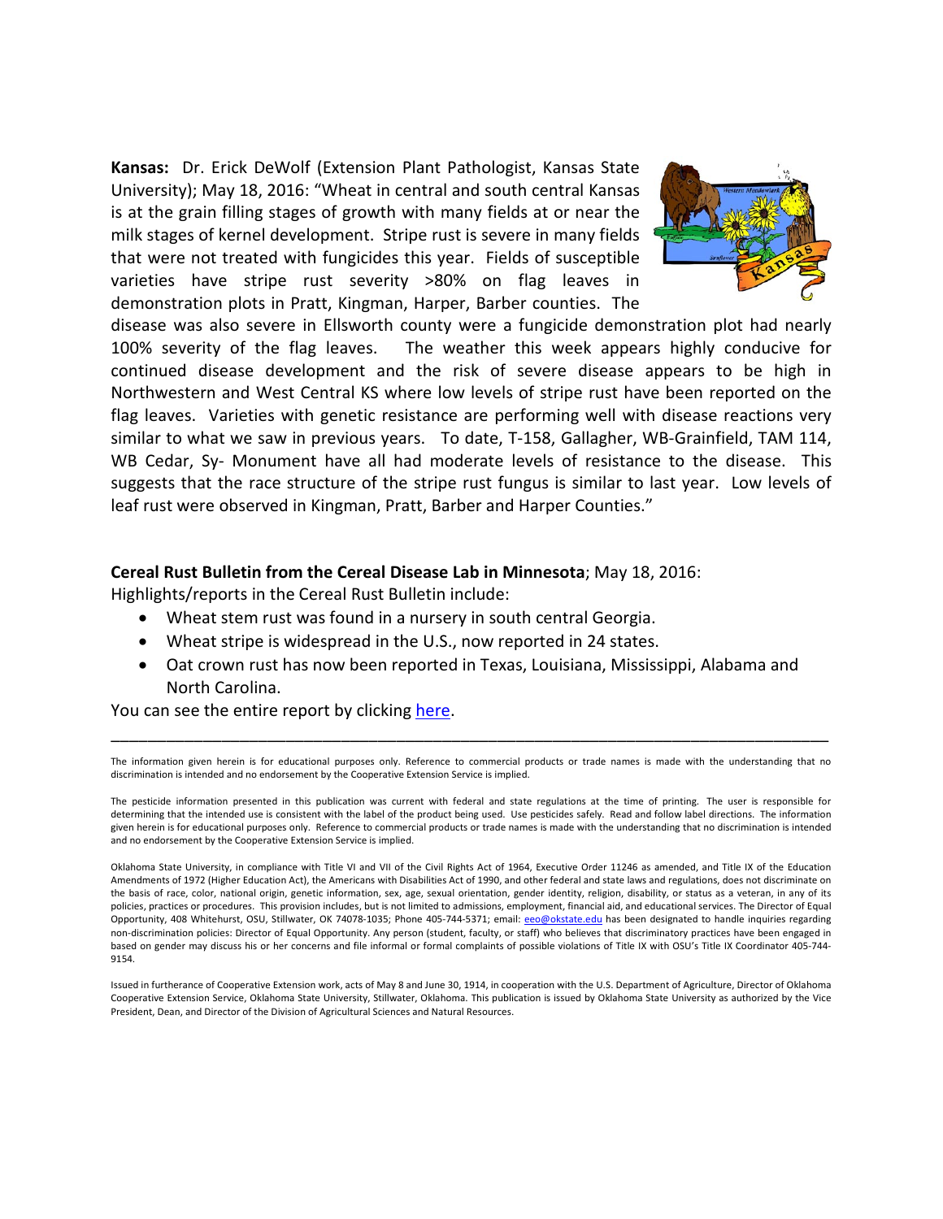**Kansas:** Dr. Erick DeWolf (Extension Plant Pathologist, Kansas State University); May 18, 2016: "Wheat in central and south central Kansas is at the grain filling stages of growth with many fields at or near the milk stages of kernel development. Stripe rust is severe in many fields that were not treated with fungicides this year. Fields of susceptible varieties have stripe rust severity >80% on flag leaves in demonstration plots in Pratt, Kingman, Harper, Barber counties. The disease was also severe in Ellsworth county were a fungicide demonstration plot had nearly 100% severity of the flag leaves. The weather this week appears highly conducive for continued disease development and the risk of severe disease appears to be high in Northwestern and West Central KS where low levels of stripe rust have been reported on the flag leaves. Varieties with genetic resistance are performing well with disease reactions very similar to what we saw in previous years. To date, T-158, Gallagher, WB-Grainfield, TAM 114, WB Cedar, Sy- Monument have all had moderate levels of resistance to the disease. This suggests that the race structure of the stripe rust fungus is similar to last year. Low levels of leaf rust were observed in Kingman, Pratt, Barber and Harper Counties."

**Cereal Rust Bulletin from the Cereal Disease Lab in Minnesota**; May 18, 2016:

Highlights/reports in the Cereal Rust Bulletin include:

- Wheat stem rust was found in a nursery in south central Georgia.
- Wheat stripe is widespread in the U.S., now reported in 24 states.
- Oat crown rust has now been reported in Texas, Louisiana, Mississippi, Alabama and North Carolina.

You can see the entire report by clicking here.

---

The information given herein is for educational purposes only. Reference to commercial products or trade names is made with the understanding that no discrimination is intended and no endorsement by the Cooperative Extension Service is implied.

The pesticide information presented in this publication was current with federal and state regulations at the time of printing. The user is responsible for determining that the intended use is consistent with the label of the product being used. Use pesticides safely. Read and follow label directions. The information given herein is for educational purposes only. Reference to commercial products or trade names is made with the understanding that no discrimination is intended and no endorsement by the Cooperative Extension Service is implied.

Oklahoma State University, in compliance with Title VI and VII of the Civil Rights Act of 1964, Executive Order 11246 as amended, and Title IX of the Education Amendments of 1972 (Higher Education Act), the Americans with Disabilities Act of 1990, and other federal and state laws and regulations, does not discriminate on the basis of race, color, national origin, genetic information, sex, age, sexual orientation, gender identity, religion, disability, or status as a veteran, in any of its policies, practices or procedures. This provision includes, but is not limited to admissions, employment, financial aid, and educational services. The Director of Equal Opportunity, 408 Whitehurst, OSU, Stillwater, OK 74078-1035; Phone 405-744-5371; email: eeo@okstate.edu has been designated to handle inquiries regarding non-discrimination policies: Director of Equal Opportunity. Any person (student, faculty, or staff) who believes that discriminatory practices have been engaged in based on gender may discuss his or her concerns and file informal or formal complaints of possible violations of Title IX with OSU's Title IX Coordinator 405-744-9154.

Issued in furtherance of Cooperative Extension work, acts of May 8 and June 30, 1914, in cooperation with the U.S. Department of Agriculture, Director of Oklahoma Cooperative Extension Service, Oklahoma State University, Stillwater, Oklahoma. This publication is issued by Oklahoma State University as authorized by the Vice President, Dean, and Director of the Division of Agricultural Sciences and Natural Resources.